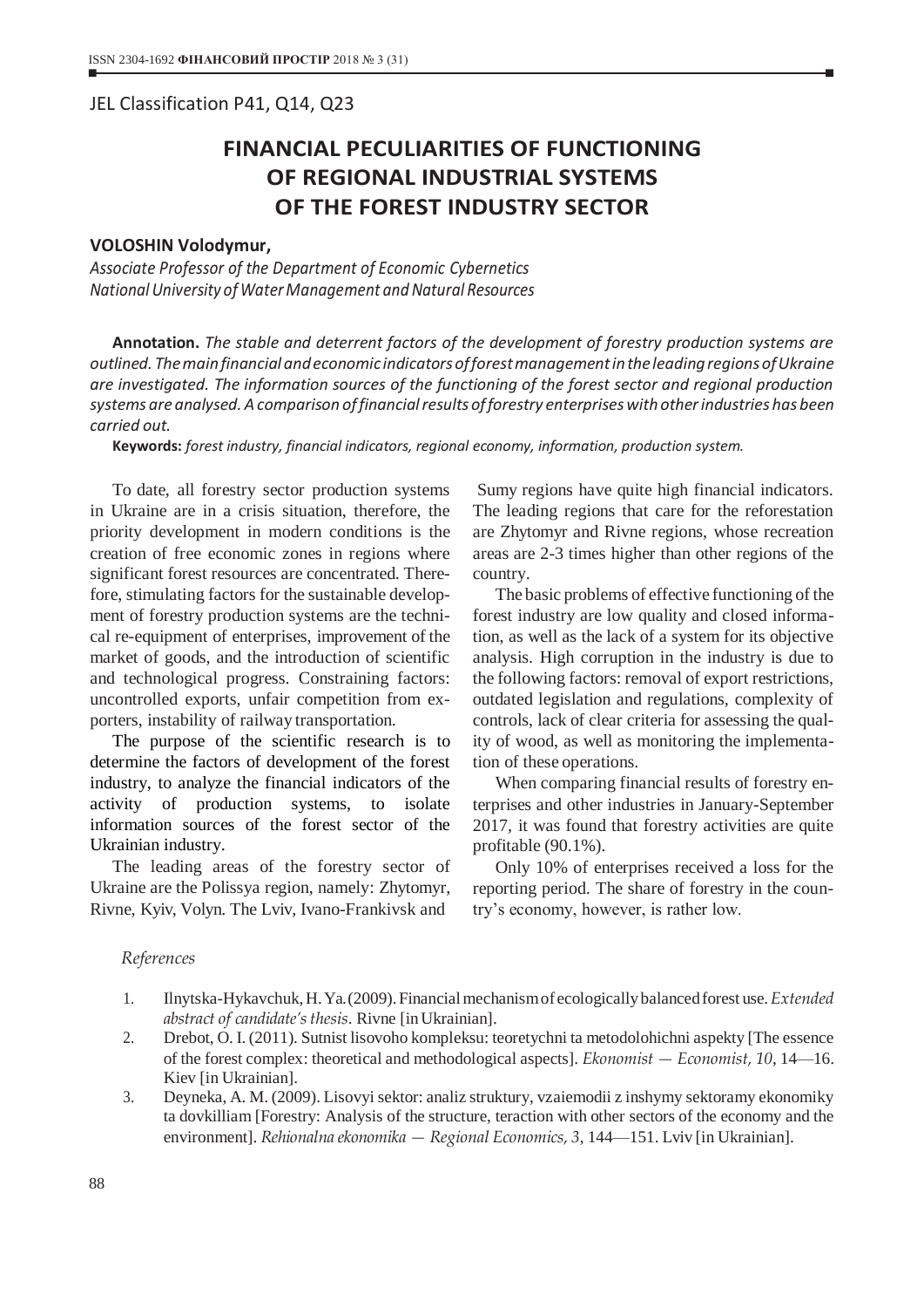JEL Classification P41, Q14, Q23

# FINANCIAL PECULIARITIES OF FUNCTIONING OF REGIONAL INDUSTRIAL SYSTEMS OF THE FOREST INDUSTRY SECTOR

**VOLOSHIN Volodymur,**

*Associate Professor of the Department of Economic Cybernetics*
*National University of Water Management and Natural Resources*

**Annotation.** *The stable and deterrent factors of the development of forestry production systems are outlined. The main financial and economic indicators of forest management in the leading regions of Ukraine are investigated. The information sources of the functioning of the forest sector and regional production systems are analysed. A comparison of financial results of forestry enterprises with other industries has been carried out.*

**Keywords:** *forest industry, financial indicators, regional economy, information, production system.*

To date, all forestry sector production systems in Ukraine are in a crisis situation, therefore, the priority development in modern conditions is the creation of free economic zones in regions where significant forest resources are concentrated. Therefore, stimulating factors for the sustainable development of forestry production systems are the technical re-equipment of enterprises, improvement of the market of goods, and the introduction of scientific and technological progress. Constraining factors: uncontrolled exports, unfair competition from exporters, instability of railway transportation.

The purpose of the scientific research is to determine the factors of development of the forest industry, to analyze the financial indicators of the activity of production systems, to isolate information sources of the forest sector of the Ukrainian industry.

The leading areas of the forestry sector of Ukraine are the Polissya region, namely: Zhytomyr, Rivne, Kyiv, Volyn. The Lviv, Ivano-Frankivsk and Sumy regions have quite high financial indicators. The leading regions that care for the reforestation are Zhytomyr and Rivne regions, whose recreation areas are 2-3 times higher than other regions of the country.

The basic problems of effective functioning of the forest industry are low quality and closed information, as well as the lack of a system for its objective analysis. High corruption in the industry is due to the following factors: removal of export restrictions, outdated legislation and regulations, complexity of controls, lack of clear criteria for assessing the quality of wood, as well as monitoring the implementation of these operations.

When comparing financial results of forestry enterprises and other industries in January-September 2017, it was found that forestry activities are quite profitable (90.1%).

Only 10% of enterprises received a loss for the reporting period. The share of forestry in the country's economy, however, is rather low.

*References*

1. Ilnytska-Hykavchuk, H. Ya. (2009). Financial mechanism of ecologically balanced forest use. *Extended abstract of candidate's thesis*. Rivne [in Ukrainian].
2. Drebot, O. I. (2011). Sutnist lisovoho kompleksu: teoretychni ta metodolohichni aspekty [The essence of the forest complex: theoretical and methodological aspects]. *Ekonomist — Economist, 10*, 14—16. Kiev [in Ukrainian].
3. Deyneka, A. M. (2009). Lisovyi sektor: analiz struktury, vzaiemodii z inshymy sektoramy ekonomiky ta dovkilliam [Forestry: Analysis of the structure, teraction with other sectors of the economy and the environment]. *Rehionalna ekonomika — Regional Economics, 3*, 144—151. Lviv [in Ukrainian].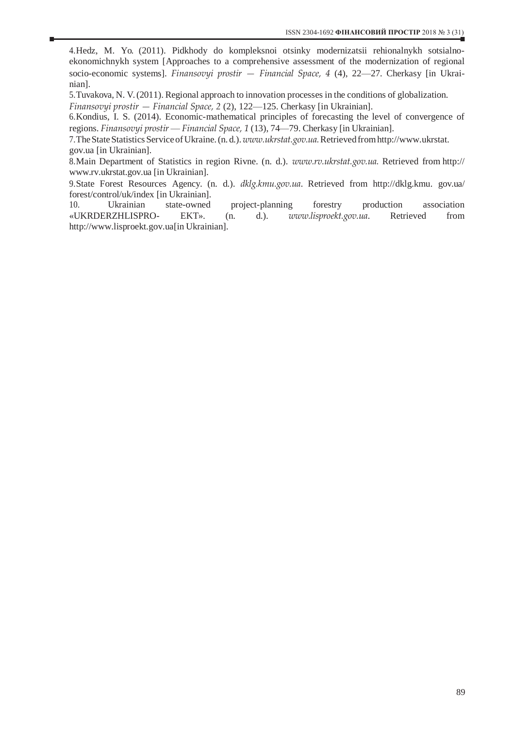4. Hedz, M. Yo. (2011). Pidkhody do kompleksnoi otsinky modernizatsii rehionalnykh sotsialno-ekonomichnykh system [Approaches to a comprehensive assessment of the modernization of regional socio-economic systems]. *Finansovyi prostir — Financial Space, 4* (4), 22—27. Cherkasy [in Ukrainian].

5. Tuvakova, N. V. (2011). Regional approach to innovation processes in the conditions of globalization. *Finansovyi prostir — Financial Space, 2* (2), 122—125. Cherkasy [in Ukrainian].

6. Kondius, I. S. (2014). Economic-mathematical principles of forecasting the level of convergence of regions. *Finansovyi prostir — Financial Space, 1* (13), 74—79. Cherkasy [in Ukrainian].

7. The State Statistics Service of Ukraine. (n. d.). *www.ukrstat.gov.ua.* Retrieved from http://www.ukrstat.gov.ua [in Ukrainian].

8. Main Department of Statistics in region Rivne. (n. d.). *www.rv.ukrstat.gov.ua.* Retrieved from http://www.rv.ukrstat.gov.ua [in Ukrainian].

9. State Forest Resources Agency. (n. d.). *dklg.kmu.gov.ua*. Retrieved from http://dklg.kmu. gov.ua/forest/control/uk/index [in Ukrainian].

10. Ukrainian state-owned project-planning forestry production association «UKRDERZHLISPRO-EKT». (n. d.). *www.lisproekt.gov.ua*. Retrieved from http://www.lisproekt.gov.ua[in Ukrainian].